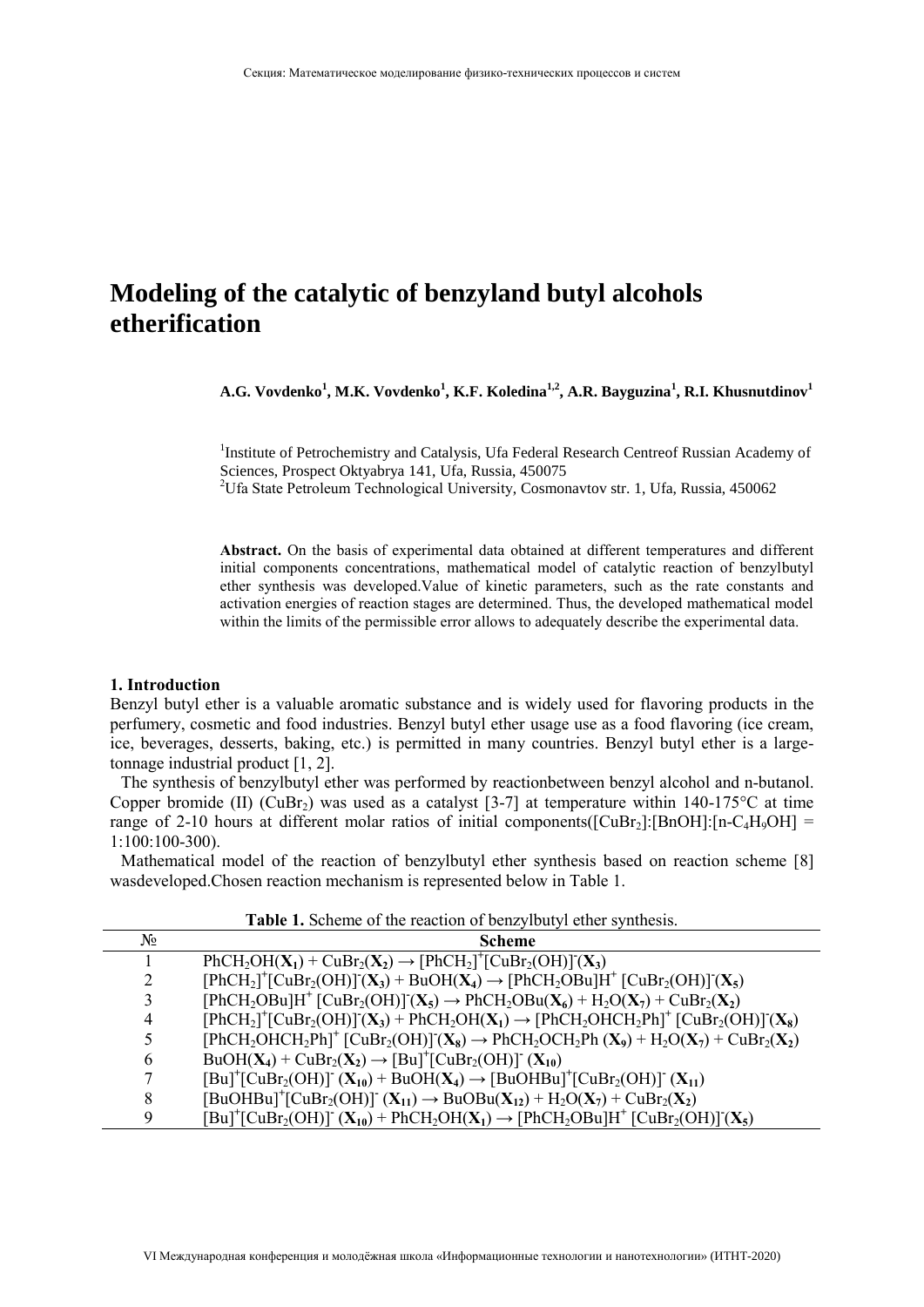# Modeling of the catalytic of benzyland butyl alcohols etherification

**A.G. Vovdenko[1], M.K. Vovdenko[1], K.F. Koledina[1,2], A.R. Bayguzina[1], R.I. Khusnutdinov[1]**

[1]Institute of Petrochemistry and Catalysis, Ufa Federal Research Centreof Russian Academy of Sciences, Prospect Oktyabrya 141, Ufa, Russia, 450075

[2]Ufa State Petroleum Technological University, Cosmonavtov str. 1, Ufa, Russia, 450062

**Abstract.** On the basis of experimental data obtained at different temperatures and different initial components concentrations, mathematical model of catalytic reaction of benzylbutyl ether synthesis was developed.Value of kinetic parameters, such as the rate constants and activation energies of reaction stages are determined. Thus, the developed mathematical model within the limits of the permissible error allows to adequately describe the experimental data.

## 1. Introduction

Benzyl butyl ether is a valuable aromatic substance and is widely used for flavoring products in the perfumery, cosmetic and food industries. Benzyl butyl ether usage use as a food flavoring (ice cream, ice, beverages, desserts, baking, etc.) is permitted in many countries. Benzyl butyl ether is a large-tonnage industrial product [1, 2].

The synthesis of benzylbutyl ether was performed by reactionbetween benzyl alcohol and n-butanol. Copper bromide (II) ($CuBr_2$) was used as a catalyst [3-7] at temperature within 140-175°C at time range of 2-10 hours at different molar ratios of initial components($[CuBr_2]:[BnOH]:[n\text{-}C_4H_9OH]$ = 1:100:100-300).

Mathematical model of the reaction of benzylbutyl ether synthesis based on reaction scheme [8] wasdeveloped.Chosen reaction mechanism is represented below in Table 1.

**Table 1.** Scheme of the reaction of benzylbutyl ether synthesis.

| № | Scheme |
|---|---|
| 1 | $PhCH_2OH(\mathbf{X_1}) + CuBr_2(\mathbf{X_2}) \rightarrow [PhCH_2]^+[CuBr_2(OH)]^-(\mathbf{X_3})$ |
| 2 | $[PhCH_2]^+[CuBr_2(OH)]^-(\mathbf{X_3}) + BuOH(\mathbf{X_4}) \rightarrow [PhCH_2OBu]H^+\ [CuBr_2(OH)]^-(\mathbf{X_5})$ |
| 3 | $[PhCH_2OBu]H^+\ [CuBr_2(OH)]^-(\mathbf{X_5}) \rightarrow PhCH_2OBu(\mathbf{X_6}) + H_2O(\mathbf{X_7}) + CuBr_2(\mathbf{X_2})$ |
| 4 | $[PhCH_2]^+[CuBr_2(OH)]^-(\mathbf{X_3}) + PhCH_2OH(\mathbf{X_1}) \rightarrow [PhCH_2OHCH_2Ph]^+\ [CuBr_2(OH)]^-(\mathbf{X_8})$ |
| 5 | $[PhCH_2OHCH_2Ph]^+\ [CuBr_2(OH)]^-(\mathbf{X_8}) \rightarrow PhCH_2OCH_2Ph\ (\mathbf{X_9}) + H_2O(\mathbf{X_7}) + CuBr_2(\mathbf{X_2})$ |
| 6 | $BuOH(\mathbf{X_4}) + CuBr_2(\mathbf{X_2}) \rightarrow [Bu]^+[CuBr_2(OH)]^-\ (\mathbf{X_{10}})$ |
| 7 | $[Bu]^+[CuBr_2(OH)]^-\ (\mathbf{X_{10}}) + BuOH(\mathbf{X_4}) \rightarrow [BuOHBu]^+[CuBr_2(OH)]^-\ (\mathbf{X_{11}})$ |
| 8 | $[BuOHBu]^+[CuBr_2(OH)]^-\ (\mathbf{X_{11}}) \rightarrow BuOBu(\mathbf{X_{12}}) + H_2O(\mathbf{X_7}) + CuBr_2(\mathbf{X_2})$ |
| 9 | $[Bu]^+[CuBr_2(OH)]^-\ (\mathbf{X_{10}}) + PhCH_2OH(\mathbf{X_1}) \rightarrow [PhCH_2OBu]H^+\ [CuBr_2(OH)]^-(\mathbf{X_5})$ |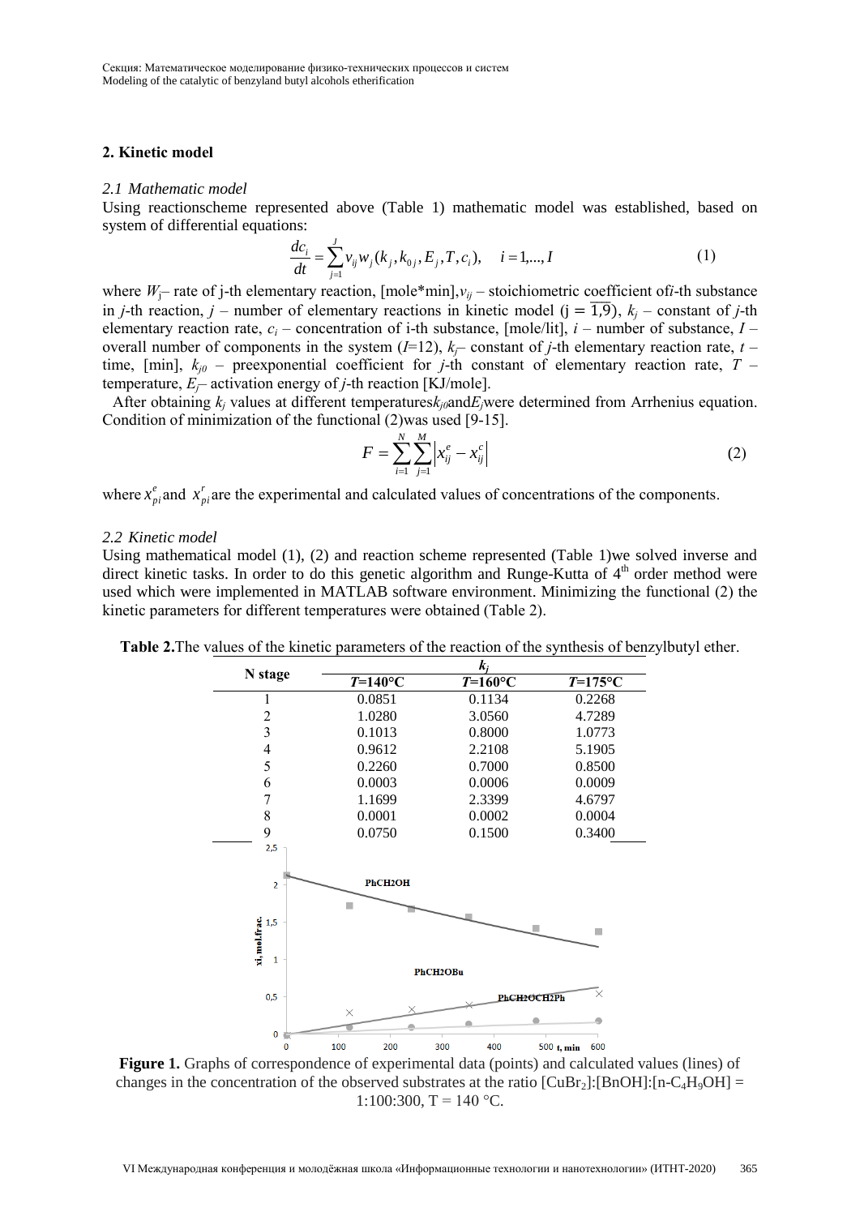## 2. Kinetic model

### *2.1 Mathematic model*

Using reactionscheme represented above (Table 1) mathematic model was established, based on system of differential equations:

$$\frac{dc_i}{dt} = \sum_{j=1}^{J} \nu_{ij} w_j(k_j, k_{0j}, E_j, T, c_i), \quad i = 1,..., I \tag{1}$$

where $W_j$– rate of j-th elementary reaction, [mole*min],$\nu_{ij}$ – stoichiometric coefficient of*i*-th substance in *j*-th reaction, *j* – number of elementary reactions in kinetic model ($j = \overline{1,9}$), $k_j$ – constant of *j*-th elementary reaction rate, $c_i$ – concentration of i-th substance, [mole/lit], *i* – number of substance, *I* – overall number of components in the system (*I*=12), $k_j$– constant of *j*-th elementary reaction rate, *t* – time, [min], $k_{j0}$ – preexponential coefficient for *j*-th constant of elementary reaction rate, *T* – temperature, $E_j$– activation energy of *j*-th reaction [KJ/mole].

After obtaining $k_j$ values at different temperatures$k_{j0}$and$E_j$were determined from Arrhenius equation. Condition of minimization of the functional (2)was used [9-15].

$$F = \sum_{i=1}^{N} \sum_{j=1}^{M} \left| x_{ij}^{e} - x_{ij}^{c} \right| \tag{2}$$

where $x_{pi}^{e}$and $x_{pi}^{r}$are the experimental and calculated values of concentrations of the components.

### *2.2 Kinetic model*

Using mathematical model (1), (2) and reaction scheme represented (Table 1)we solved inverse and direct kinetic tasks. In order to do this genetic algorithm and Runge-Kutta of 4[th] order method were used which were implemented in MATLAB software environment. Minimizing the functional (2) the kinetic parameters for different temperatures were obtained (Table 2).

**Table 2.**The values of the kinetic parameters of the reaction of the synthesis of benzylbutyl ether.

| N stage | $k_j$ | | |
|---|---|---|---|
| | *T*=140°C | *T*=160°C | *T*=175°C |
| 1 | 0.0851 | 0.1134 | 0.2268 |
| 2 | 1.0280 | 3.0560 | 4.7289 |
| 3 | 0.1013 | 0.8000 | 1.0773 |
| 4 | 0.9612 | 2.2108 | 5.1905 |
| 5 | 0.2260 | 0.7000 | 0.8500 |
| 6 | 0.0003 | 0.0006 | 0.0009 |
| 7 | 1.1699 | 2.3399 | 4.6797 |
| 8 | 0.0001 | 0.0002 | 0.0004 |
| 9 | 0.0750 | 0.1500 | 0.3400 |

**Figure 1.** Graphs of correspondence of experimental data (points) and calculated values (lines) of changes in the concentration of the observed substrates at the ratio [$CuBr_2$]:[BnOH]:[n-$C_4H_9OH$] = 1:100:300, T = 140 °C.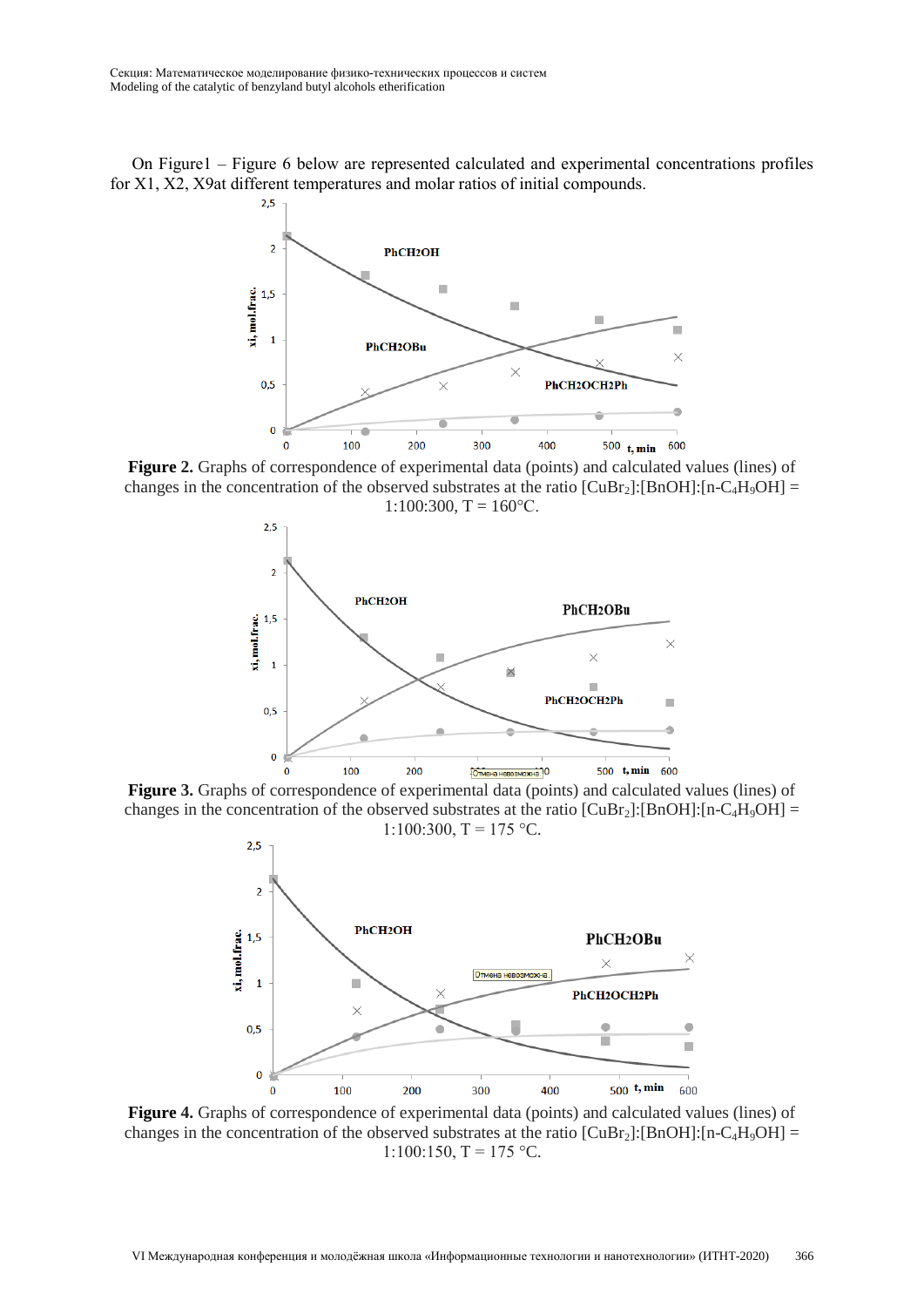On Figure1 – Figure 6 below are represented calculated and experimental concentrations profiles for X1, X2, X9at different temperatures and molar ratios of initial compounds.

**Figure 2.** Graphs of correspondence of experimental data (points) and calculated values (lines) of changes in the concentration of the observed substrates at the ratio $[CuBr_2]$:[BnOH]:$[n\text{-}C_4H_9OH]$ = 1:100:300, T = 160°C.

**Figure 3.** Graphs of correspondence of experimental data (points) and calculated values (lines) of changes in the concentration of the observed substrates at the ratio $[CuBr_2]$:[BnOH]:$[n\text{-}C_4H_9OH]$ = 1:100:300, T = 175 °C.

**Figure 4.** Graphs of correspondence of experimental data (points) and calculated values (lines) of changes in the concentration of the observed substrates at the ratio $[CuBr_2]$:[BnOH]:$[n\text{-}C_4H_9OH]$ = 1:100:150, T = 175 °C.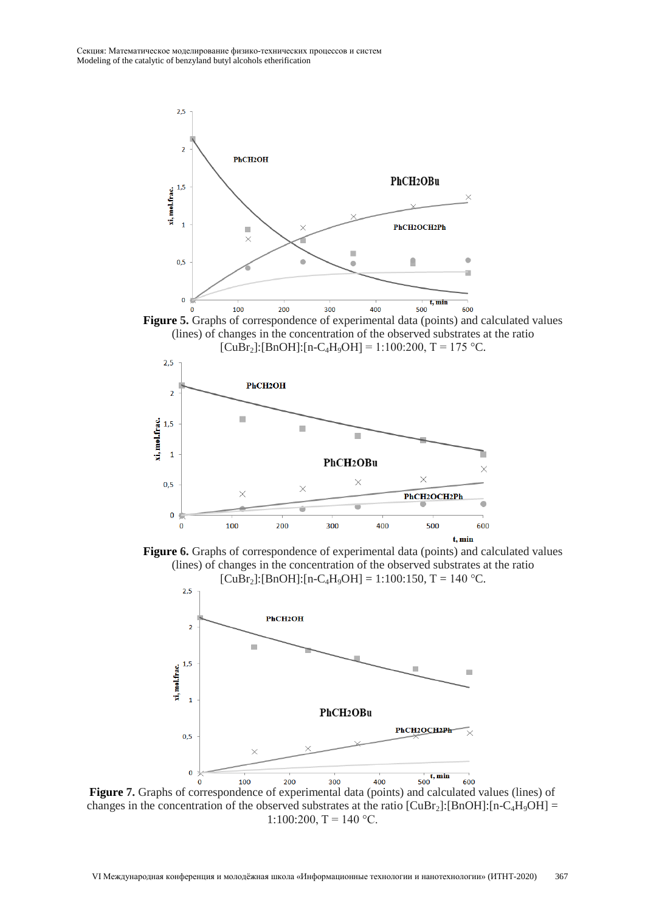**Figure 5.** Graphs of correspondence of experimental data (points) and calculated values (lines) of changes in the concentration of the observed substrates at the ratio $[CuBr_2]:[BnOH]:[n\text{-}C_4H_9OH]$ = 1:100:200, T = 175 °C.

**Figure 6.** Graphs of correspondence of experimental data (points) and calculated values (lines) of changes in the concentration of the observed substrates at the ratio $[CuBr_2]:[BnOH]:[n\text{-}C_4H_9OH]$ = 1:100:150, T = 140 °C.

**Figure 7.** Graphs of correspondence of experimental data (points) and calculated values (lines) of changes in the concentration of the observed substrates at the ratio $[CuBr_2]:[BnOH]:[n\text{-}C_4H_9OH]$ = 1:100:200, T = 140 °C.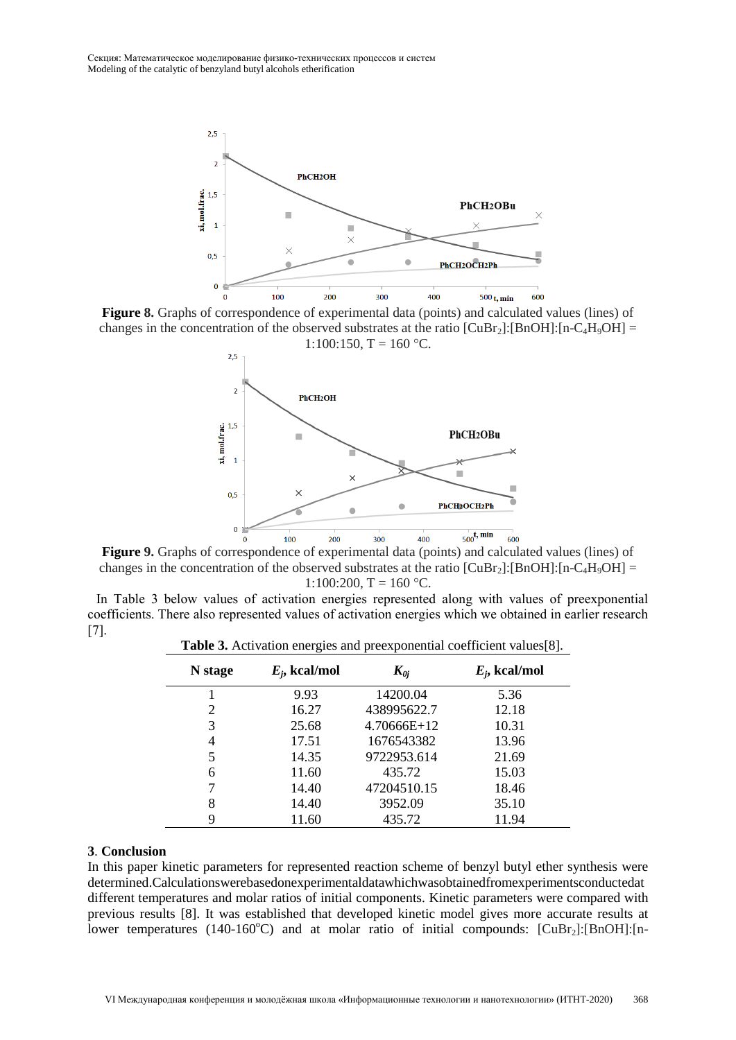**Figure 8.** Graphs of correspondence of experimental data (points) and calculated values (lines) of changes in the concentration of the observed substrates at the ratio $[CuBr_2]$:[BnOH]:$[n\text{-}C_4H_9OH]$ = 1:100:150, T = 160 °C.

**Figure 9.** Graphs of correspondence of experimental data (points) and calculated values (lines) of changes in the concentration of the observed substrates at the ratio $[CuBr_2]$:[BnOH]:$[n\text{-}C_4H_9OH]$ = 1:100:200, T = 160 °C.

In Table 3 below values of activation energies represented along with values of preexponential coefficients. There also represented values of activation energies which we obtained in earlier research [7].

**Table 3.** Activation energies and preexponential coefficient values[8].

| N stage | $E_j$, kcal/mol | $K_{0j}$ | $E_j$, kcal/mol |
|---|---|---|---|
| 1 | 9.93 | 14200.04 | 5.36 |
| 2 | 16.27 | 438995622.7 | 12.18 |
| 3 | 25.68 | 4.70666E+12 | 10.31 |
| 4 | 17.51 | 1676543382 | 13.96 |
| 5 | 14.35 | 9722953.614 | 21.69 |
| 6 | 11.60 | 435.72 | 15.03 |
| 7 | 14.40 | 47204510.15 | 18.46 |
| 8 | 14.40 | 3952.09 | 35.10 |
| 9 | 11.60 | 435.72 | 11.94 |

## 3. Conclusion

In this paper kinetic parameters for represented reaction scheme of benzyl butyl ether synthesis were determined. Calculations were based on experimental data which was obtained from experiments conducted at different temperatures and molar ratios of initial components. Kinetic parameters were compared with previous results [8]. It was established that developed kinetic model gives more accurate results at lower temperatures (140-160°C) and at molar ratio of initial compounds: $[CuBr_2]$:[BnOH]:[n-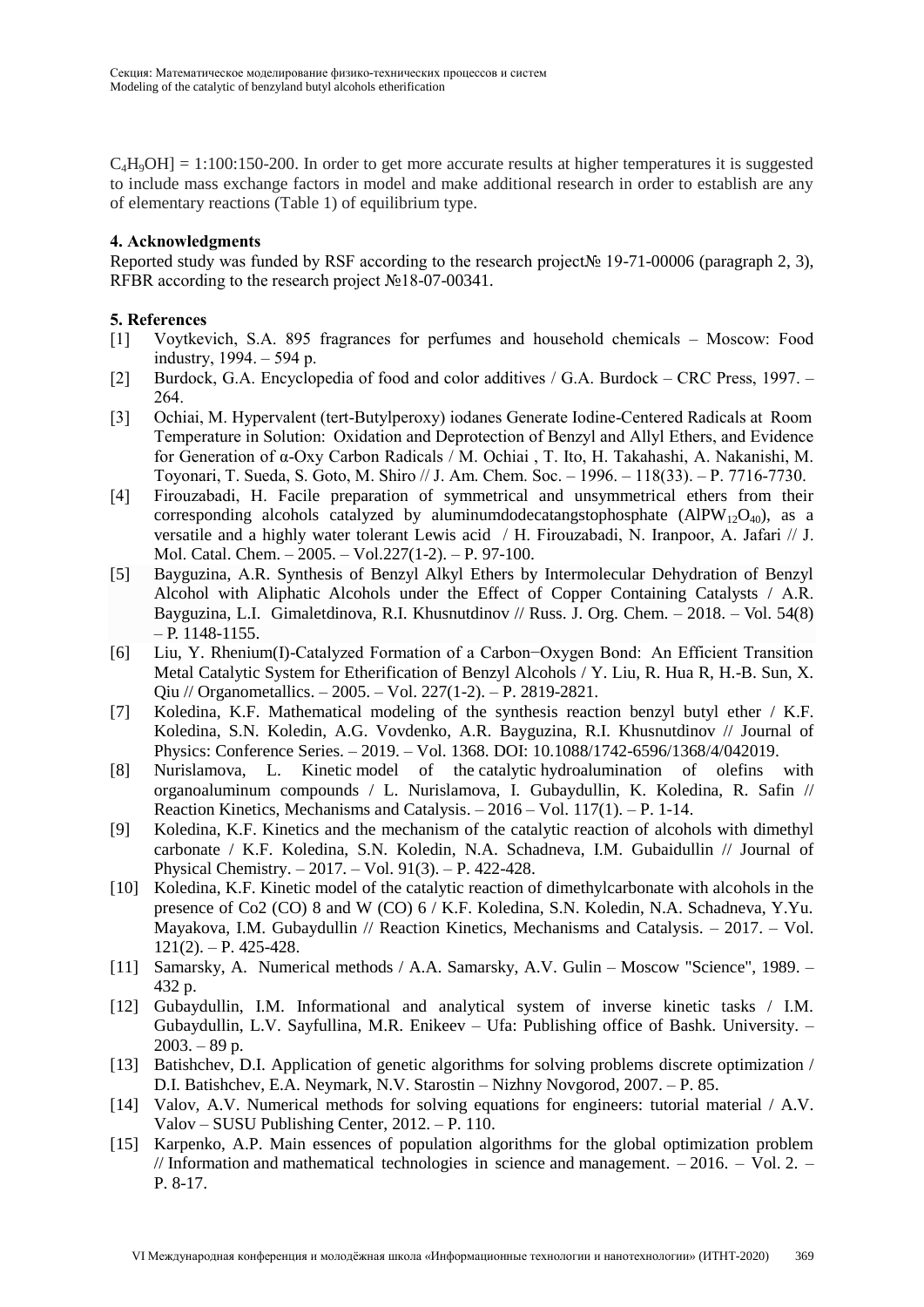$C_4H_9OH$] = 1:100:150-200. In order to get more accurate results at higher temperatures it is suggested to include mass exchange factors in model and make additional research in order to establish are any of elementary reactions (Table 1) of equilibrium type.

## 4. Acknowledgments

Reported study was funded by RSF according to the research project№ 19-71-00006 (paragraph 2, 3), RFBR according to the research project №18-07-00341.

## 5. References

[1] Voytkevich, S.A. 895 fragrances for perfumes and household chemicals – Moscow: Food industry, 1994. – 594 p.

[2] Burdock, G.A. Encyclopedia of food and color additives / G.A. Burdock – CRC Press, 1997. – 264.

[3] Ochiai, M. Hypervalent (tert-Butylperoxy) iodanes Generate Iodine-Centered Radicals at Room Temperature in Solution: Oxidation and Deprotection of Benzyl and Allyl Ethers, and Evidence for Generation of α-Oxy Carbon Radicals / M. Ochiai , T. Ito, H. Takahashi, A. Nakanishi, M. Toyonari, T. Sueda, S. Goto, M. Shiro // J. Am. Chem. Soc. – 1996. – 118(33). – P. 7716-7730.

[4] Firouzabadi, H. Facile preparation of symmetrical and unsymmetrical ethers from their corresponding alcohols catalyzed by aluminumdodecatangstophosphate ($AlPW_{12}O_{40}$), as a versatile and a highly water tolerant Lewis acid / H. Firouzabadi, N. Iranpoor, A. Jafari // J. Mol. Catal. Chem. – 2005. – Vol.227(1-2). – P. 97-100.

[5] Bayguzina, A.R. Synthesis of Benzyl Alkyl Ethers by Intermolecular Dehydration of Benzyl Alcohol with Aliphatic Alcohols under the Effect of Copper Containing Catalysts / A.R. Bayguzina, L.I. Gimaletdinova, R.I. Khusnutdinov // Russ. J. Org. Chem. – 2018. – Vol. 54(8) – P. 1148-1155.

[6] Liu, Y. Rhenium(I)-Catalyzed Formation of a Carbon−Oxygen Bond: An Efficient Transition Metal Catalytic System for Etherification of Benzyl Alcohols / Y. Liu, R. Hua R, H.-B. Sun, X. Qiu // Organometallics. – 2005. – Vol. 227(1-2). – P. 2819-2821.

[7] Koledina, K.F. Mathematical modeling of the synthesis reaction benzyl butyl ether / K.F. Koledina, S.N. Koledin, A.G. Vovdenko, A.R. Bayguzina, R.I. Khusnutdinov // Journal of Physics: Conference Series. – 2019. – Vol. 1368. DOI: 10.1088/1742-6596/1368/4/042019.

[8] Nurislamova, L. Kinetic model of the catalytic hydroalumination of olefins with organoaluminum compounds / L. Nurislamova, I. Gubaydullin, K. Koledina, R. Safin // Reaction Kinetics, Mechanisms and Catalysis. – 2016 – Vol. 117(1). – P. 1-14.

[9] Koledina, K.F. Kinetics and the mechanism of the catalytic reaction of alcohols with dimethyl carbonate / K.F. Koledina, S.N. Koledin, N.A. Schadneva, I.M. Gubaidullin // Journal of Physical Chemistry. – 2017. – Vol. 91(3). – P. 422-428.

[10] Koledina, K.F. Kinetic model of the catalytic reaction of dimethylcarbonate with alcohols in the presence of Co2 (CO) 8 and W (CO) 6 / K.F. Koledina, S.N. Koledin, N.A. Schadneva, Y.Yu. Mayakova, I.M. Gubaydullin // Reaction Kinetics, Mechanisms and Catalysis. – 2017. – Vol. 121(2). – P. 425-428.

[11] Samarsky, A. Numerical methods / A.A. Samarsky, A.V. Gulin – Moscow "Science", 1989. – 432 p.

[12] Gubaydullin, I.M. Informational and analytical system of inverse kinetic tasks / I.M. Gubaydullin, L.V. Sayfullina, M.R. Enikeev – Ufa: Publishing office of Bashk. University. – 2003. – 89 p.

[13] Batishchev, D.I. Application of genetic algorithms for solving problems discrete optimization / D.I. Batishchev, E.A. Neymark, N.V. Starostin – Nizhny Novgorod, 2007. – P. 85.

[14] Valov, A.V. Numerical methods for solving equations for engineers: tutorial material / A.V. Valov – SUSU Publishing Center, 2012. – P. 110.

[15] Karpenko, A.P. Main essences of population algorithms for the global optimization problem // Information and mathematical technologies in science and management. – 2016. – Vol. 2. – P. 8-17.